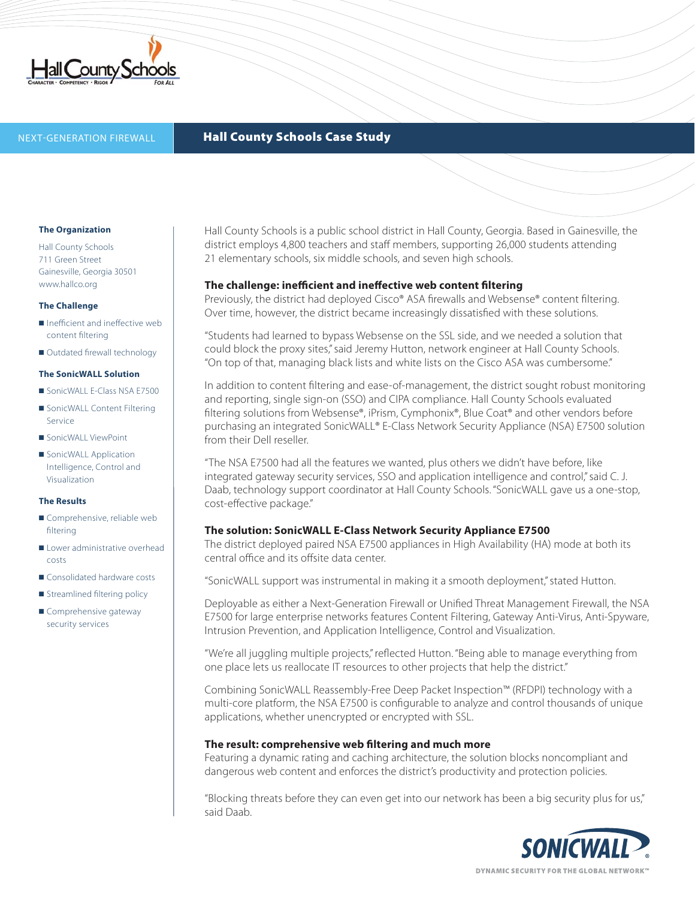NEXT-GENERATION FIREWALL

# Hall County Schools Case Study

### The Organization

Hall County Schools
711 Green Street
Gainesville, Georgia 30501
www.hallco.org

### The Challenge

- Inefficient and ineffective web content filtering
- Outdated firewall technology

### The SonicWALL Solution

- SonicWALL E-Class NSA E7500
- SonicWALL Content Filtering Service
- SonicWALL ViewPoint
- SonicWALL Application Intelligence, Control and Visualization

### The Results

- Comprehensive, reliable web filtering
- Lower administrative overhead costs
- Consolidated hardware costs
- Streamlined filtering policy
- Comprehensive gateway security services

Hall County Schools is a public school district in Hall County, Georgia. Based in Gainesville, the district employs 4,800 teachers and staff members, supporting 26,000 students attending 21 elementary schools, six middle schools, and seven high schools.

**The challenge: inefficient and ineffective web content filtering**

Previously, the district had deployed Cisco® ASA firewalls and Websense® content filtering. Over time, however, the district became increasingly dissatisfied with these solutions.

"Students had learned to bypass Websense on the SSL side, and we needed a solution that could block the proxy sites," said Jeremy Hutton, network engineer at Hall County Schools. "On top of that, managing black lists and white lists on the Cisco ASA was cumbersome."

In addition to content filtering and ease-of-management, the district sought robust monitoring and reporting, single sign-on (SSO) and CIPA compliance. Hall County Schools evaluated filtering solutions from Websense®, iPrism, Cymphonix®, Blue Coat® and other vendors before purchasing an integrated SonicWALL® E-Class Network Security Appliance (NSA) E7500 solution from their Dell reseller.

"The NSA E7500 had all the features we wanted, plus others we didn't have before, like integrated gateway security services, SSO and application intelligence and control," said C. J. Daab, technology support coordinator at Hall County Schools. "SonicWALL gave us a one-stop, cost-effective package."

**The solution: SonicWALL E-Class Network Security Appliance E7500**

The district deployed paired NSA E7500 appliances in High Availability (HA) mode at both its central office and its offsite data center.

"SonicWALL support was instrumental in making it a smooth deployment," stated Hutton.

Deployable as either a Next-Generation Firewall or Unified Threat Management Firewall, the NSA E7500 for large enterprise networks features Content Filtering, Gateway Anti-Virus, Anti-Spyware, Intrusion Prevention, and Application Intelligence, Control and Visualization.

"We're all juggling multiple projects," reflected Hutton. "Being able to manage everything from one place lets us reallocate IT resources to other projects that help the district."

Combining SonicWALL Reassembly-Free Deep Packet Inspection™ (RFDPI) technology with a multi-core platform, the NSA E7500 is configurable to analyze and control thousands of unique applications, whether unencrypted or encrypted with SSL.

**The result: comprehensive web filtering and much more**

Featuring a dynamic rating and caching architecture, the solution blocks noncompliant and dangerous web content and enforces the district's productivity and protection policies.

"Blocking threats before they can even get into our network has been a big security plus for us," said Daab.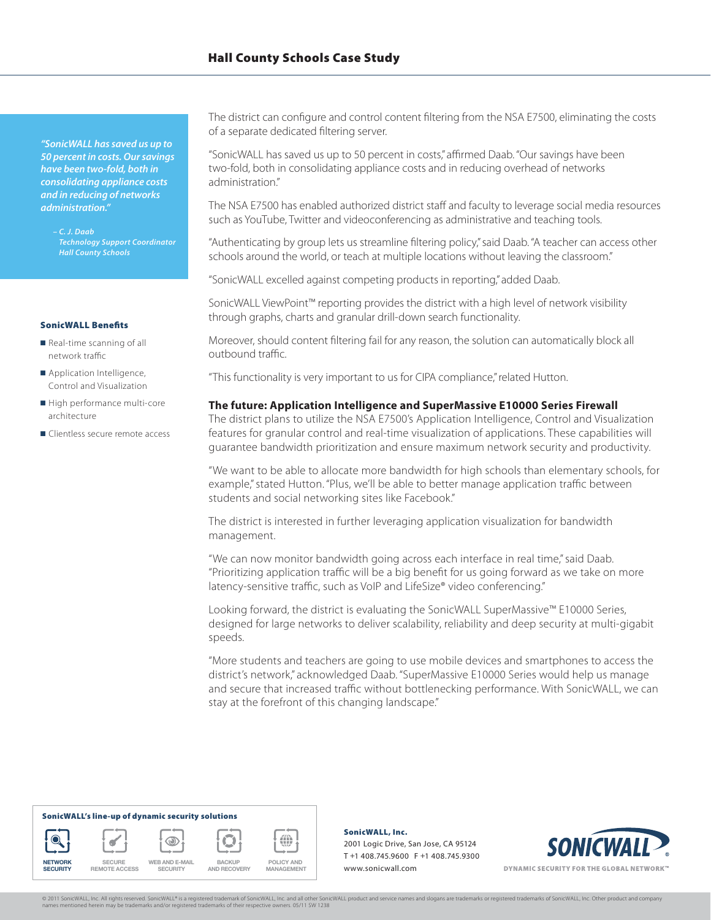*"SonicWALL has saved us up to 50 percent in costs. Our savings have been two-fold, both in consolidating appliance costs and in reducing of networks administration."*

*– C. J. Daab*
*Technology Support Coordinator*
*Hall County Schools*

### SonicWALL Benefits

- Real-time scanning of all network traffic
- Application Intelligence, Control and Visualization
- High performance multi-core architecture
- Clientless secure remote access

The district can configure and control content filtering from the NSA E7500, eliminating the costs of a separate dedicated filtering server.

"SonicWALL has saved us up to 50 percent in costs," affirmed Daab. "Our savings have been two-fold, both in consolidating appliance costs and in reducing overhead of networks administration."

The NSA E7500 has enabled authorized district staff and faculty to leverage social media resources such as YouTube, Twitter and videoconferencing as administrative and teaching tools.

"Authenticating by group lets us streamline filtering policy," said Daab. "A teacher can access other schools around the world, or teach at multiple locations without leaving the classroom."

"SonicWALL excelled against competing products in reporting," added Daab.

SonicWALL ViewPoint™ reporting provides the district with a high level of network visibility through graphs, charts and granular drill-down search functionality.

Moreover, should content filtering fail for any reason, the solution can automatically block all outbound traffic.

"This functionality is very important to us for CIPA compliance," related Hutton.

**The future: Application Intelligence and SuperMassive E10000 Series Firewall**

The district plans to utilize the NSA E7500's Application Intelligence, Control and Visualization features for granular control and real-time visualization of applications. These capabilities will guarantee bandwidth prioritization and ensure maximum network security and productivity.

"We want to be able to allocate more bandwidth for high schools than elementary schools, for example," stated Hutton. "Plus, we'll be able to better manage application traffic between students and social networking sites like Facebook."

The district is interested in further leveraging application visualization for bandwidth management.

"We can now monitor bandwidth going across each interface in real time," said Daab. "Prioritizing application traffic will be a big benefit for us going forward as we take on more latency-sensitive traffic, such as VoIP and LifeSize® video conferencing."

Looking forward, the district is evaluating the SonicWALL SuperMassive™ E10000 Series, designed for large networks to deliver scalability, reliability and deep security at multi-gigabit speeds.

"More students and teachers are going to use mobile devices and smartphones to access the district's network," acknowledged Daab. "SuperMassive E10000 Series would help us manage and secure that increased traffic without bottlenecking performance. With SonicWALL, we can stay at the forefront of this changing landscape."

**SonicWALL's line-up of dynamic security solutions**

NETWORK SECURITY
SECURE REMOTE ACCESS
WEB AND E-MAIL SECURITY
BACKUP AND RECOVERY
POLICY AND MANAGEMENT

**SonicWALL, Inc.**
2001 Logic Drive, San Jose, CA 95124
T +1 408.745.9600 F +1 408.745.9300
www.sonicwall.com

SONICWALL
DYNAMIC SECURITY FOR THE GLOBAL NETWORK™

© 2011 SonicWALL, Inc. All rights reserved. SonicWALL® is a registered trademark of SonicWALL, Inc. and all other SonicWALL product and service names and slogans are trademarks or registered trademarks of SonicWALL, Inc. Other product and company names mentioned herein may be trademarks and/or registered trademarks of their respective owners. 05/11 SW 1238